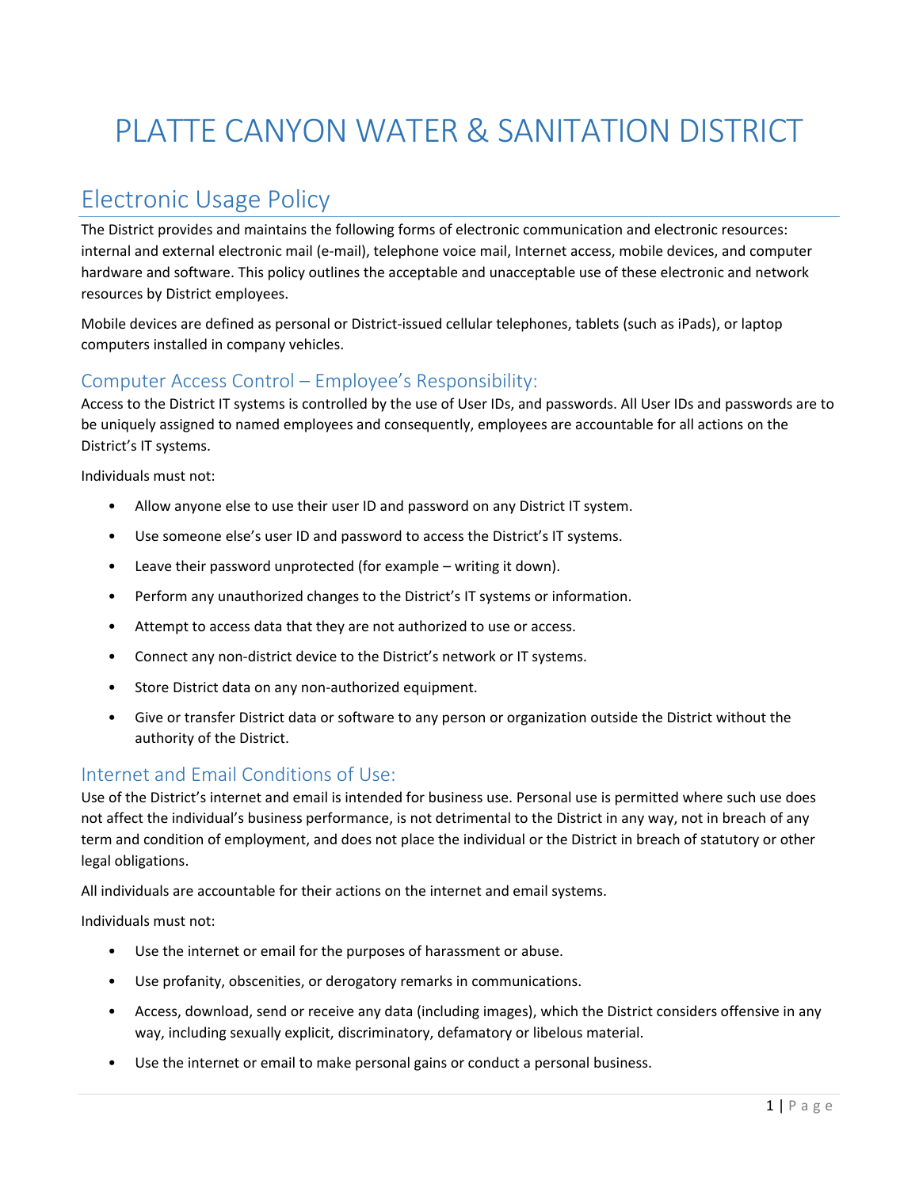# PLATTE CANYON WATER & SANITATION DISTRICT

## Electronic Usage Policy

The District provides and maintains the following forms of electronic communication and electronic resources: internal and external electronic mail (e-mail), telephone voice mail, Internet access, mobile devices, and computer hardware and software. This policy outlines the acceptable and unacceptable use of these electronic and network resources by District employees.

Mobile devices are defined as personal or District-issued cellular telephones, tablets (such as iPads), or laptop computers installed in company vehicles.

### Computer Access Control – Employee's Responsibility:

Access to the District IT systems is controlled by the use of User IDs, and passwords. All User IDs and passwords are to be uniquely assigned to named employees and consequently, employees are accountable for all actions on the District's IT systems.

Individuals must not:

- Allow anyone else to use their user ID and password on any District IT system.
- Use someone else's user ID and password to access the District's IT systems.
- Leave their password unprotected (for example – writing it down).
- Perform any unauthorized changes to the District's IT systems or information.
- Attempt to access data that they are not authorized to use or access.
- Connect any non-district device to the District's network or IT systems.
- Store District data on any non-authorized equipment.
- Give or transfer District data or software to any person or organization outside the District without the authority of the District.

### Internet and Email Conditions of Use:

Use of the District's internet and email is intended for business use. Personal use is permitted where such use does not affect the individual's business performance, is not detrimental to the District in any way, not in breach of any term and condition of employment, and does not place the individual or the District in breach of statutory or other legal obligations.

All individuals are accountable for their actions on the internet and email systems.

Individuals must not:

- Use the internet or email for the purposes of harassment or abuse.
- Use profanity, obscenities, or derogatory remarks in communications.
- Access, download, send or receive any data (including images), which the District considers offensive in any way, including sexually explicit, discriminatory, defamatory or libelous material.
- Use the internet or email to make personal gains or conduct a personal business.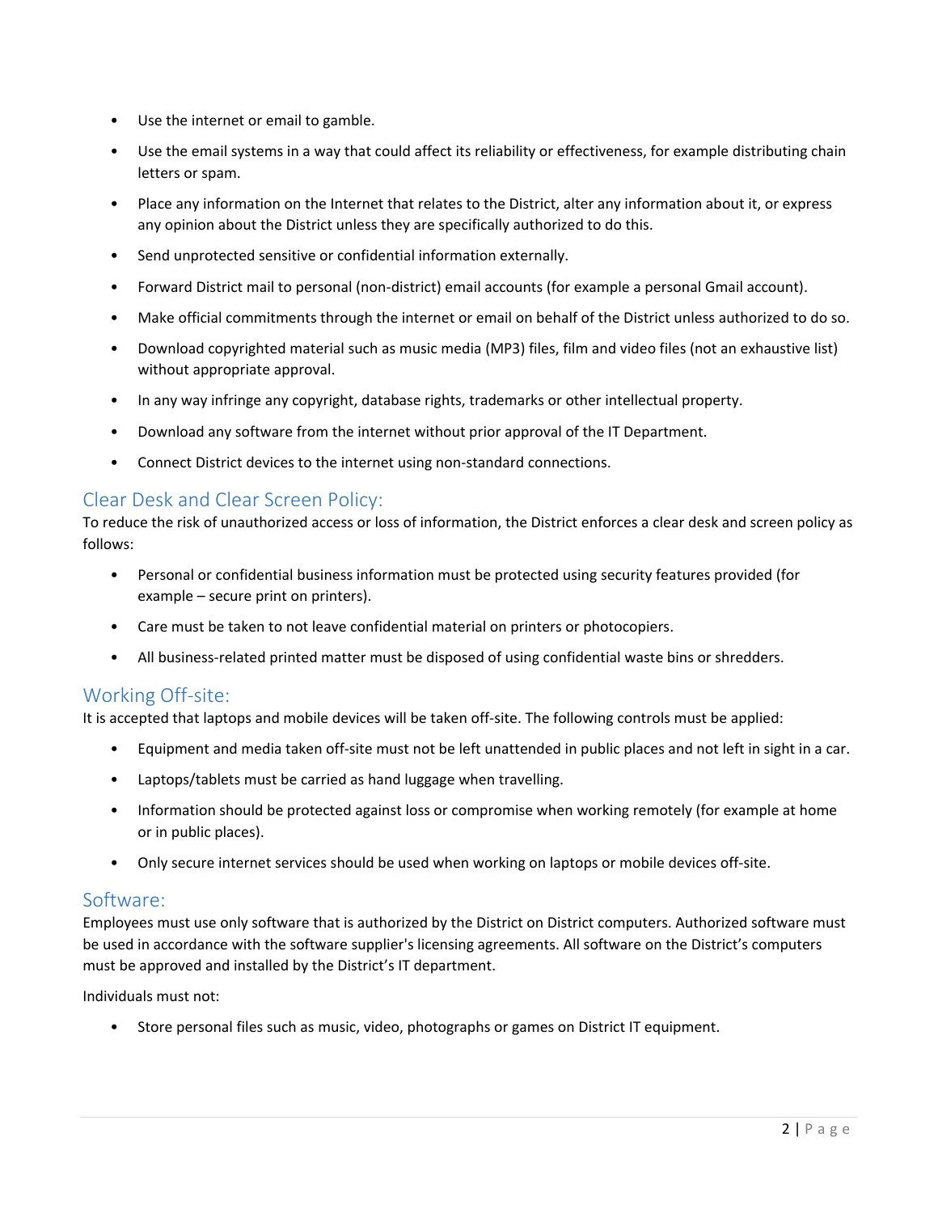- Use the internet or email to gamble.
- Use the email systems in a way that could affect its reliability or effectiveness, for example distributing chain letters or spam.
- Place any information on the Internet that relates to the District, alter any information about it, or express any opinion about the District unless they are specifically authorized to do this.
- Send unprotected sensitive or confidential information externally.
- Forward District mail to personal (non-district) email accounts (for example a personal Gmail account).
- Make official commitments through the internet or email on behalf of the District unless authorized to do so.
- Download copyrighted material such as music media (MP3) files, film and video files (not an exhaustive list) without appropriate approval.
- In any way infringe any copyright, database rights, trademarks or other intellectual property.
- Download any software from the internet without prior approval of the IT Department.
- Connect District devices to the internet using non-standard connections.

## Clear Desk and Clear Screen Policy:

To reduce the risk of unauthorized access or loss of information, the District enforces a clear desk and screen policy as follows:

- Personal or confidential business information must be protected using security features provided (for example – secure print on printers).
- Care must be taken to not leave confidential material on printers or photocopiers.
- All business-related printed matter must be disposed of using confidential waste bins or shredders.

## Working Off-site:

It is accepted that laptops and mobile devices will be taken off-site. The following controls must be applied:

- Equipment and media taken off-site must not be left unattended in public places and not left in sight in a car.
- Laptops/tablets must be carried as hand luggage when travelling.
- Information should be protected against loss or compromise when working remotely (for example at home or in public places).
- Only secure internet services should be used when working on laptops or mobile devices off-site.

## Software:

Employees must use only software that is authorized by the District on District computers. Authorized software must be used in accordance with the software supplier's licensing agreements. All software on the District's computers must be approved and installed by the District's IT department.

Individuals must not:

- Store personal files such as music, video, photographs or games on District IT equipment.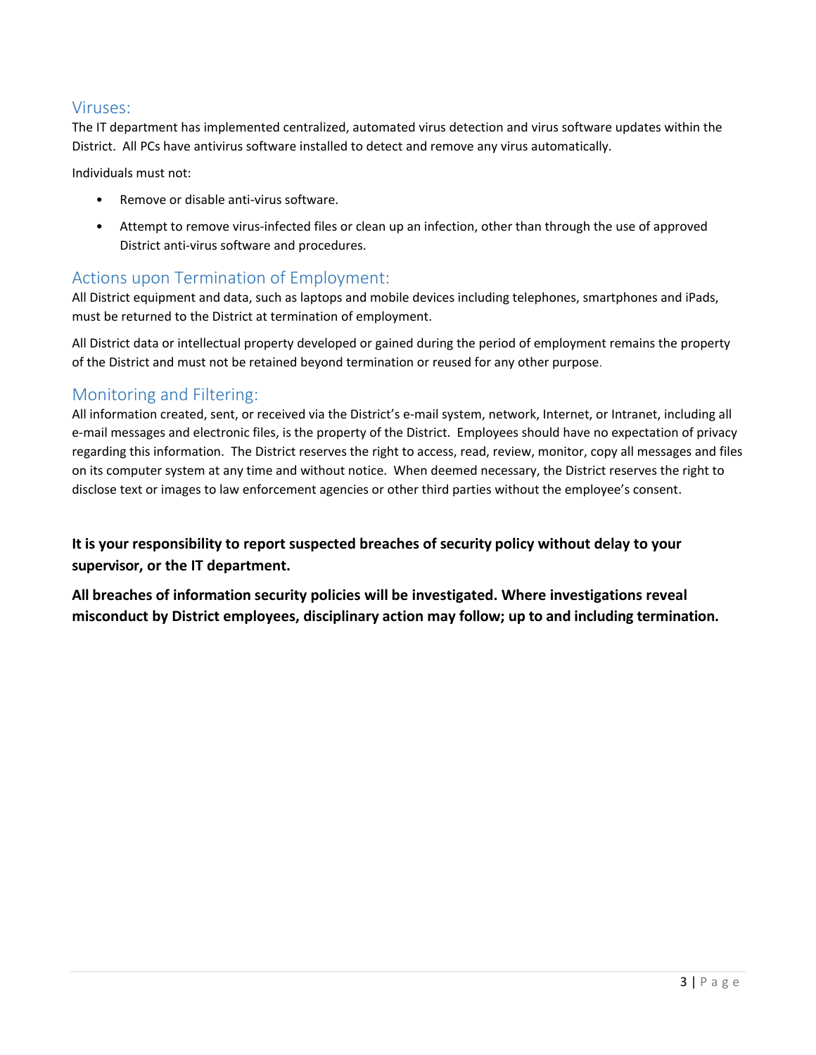## Viruses:

The IT department has implemented centralized, automated virus detection and virus software updates within the District. All PCs have antivirus software installed to detect and remove any virus automatically.

Individuals must not:

- Remove or disable anti-virus software.
- Attempt to remove virus-infected files or clean up an infection, other than through the use of approved District anti-virus software and procedures.

## Actions upon Termination of Employment:

All District equipment and data, such as laptops and mobile devices including telephones, smartphones and iPads, must be returned to the District at termination of employment.

All District data or intellectual property developed or gained during the period of employment remains the property of the District and must not be retained beyond termination or reused for any other purpose.

## Monitoring and Filtering:

All information created, sent, or received via the District's e-mail system, network, Internet, or Intranet, including all e-mail messages and electronic files, is the property of the District. Employees should have no expectation of privacy regarding this information. The District reserves the right to access, read, review, monitor, copy all messages and files on its computer system at any time and without notice. When deemed necessary, the District reserves the right to disclose text or images to law enforcement agencies or other third parties without the employee's consent.

**It is your responsibility to report suspected breaches of security policy without delay to your supervisor, or the IT department.**

**All breaches of information security policies will be investigated. Where investigations reveal misconduct by District employees, disciplinary action may follow; up to and including termination.**